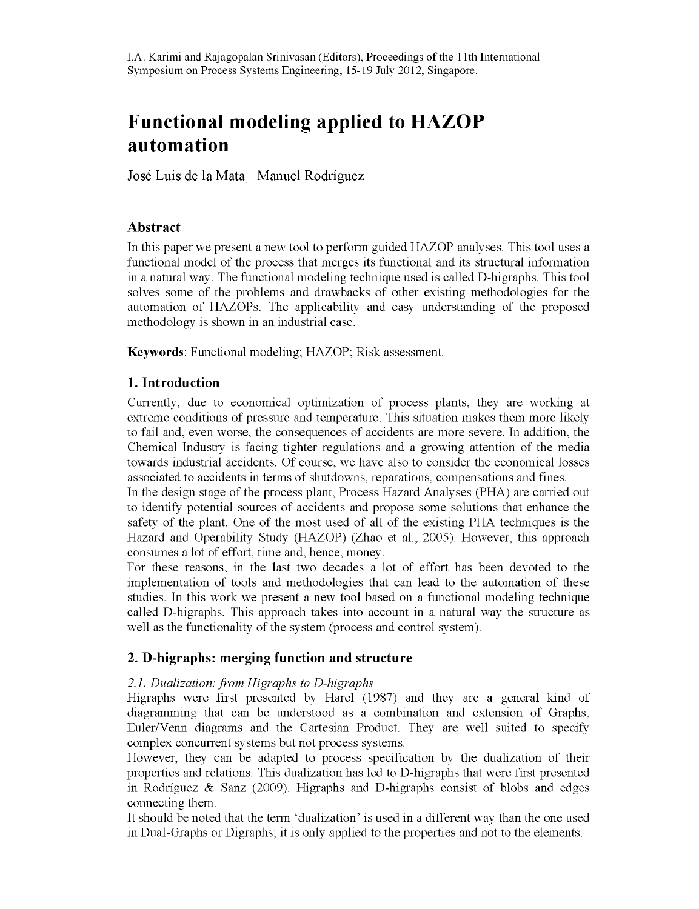I.A. Karimi and Rajagopalan Srinivasan (Editors), Proceedings of the 11th International Symposium on Process Systems Engineering, 15-19 July 2012, Singapore.

# Functional modeling applied to HAZOP automation

José Luis de la Mata, Manuel Rodríguez

## Abstract

In this paper we present a new tool to perform guided HAZOP analyses. This tool uses a functional model of the process that merges its functional and its structural information in a natural way. The functional modeling technique used is called D-higraphs. This tool solves some of the problems and drawbacks of other existing methodologies for the automation of HAZOPs. The applicability and easy understanding of the proposed methodology is shown in an industrial case.

**Keywords**: Functional modeling; HAZOP; Risk assessment.

## 1. Introduction

Currently, due to economical optimization of process plants, they are working at extreme conditions of pressure and temperature. This situation makes them more likely to fail and, even worse, the consequences of accidents are more severe. In addition, the Chemical Industry is facing tighter regulations and a growing attention of the media towards industrial accidents. Of course, we have also to consider the economical losses associated to accidents in terms of shutdowns, reparations, compensations and fines.

In the design stage of the process plant, Process Hazard Analyses (PHA) are carried out to identify potential sources of accidents and propose some solutions that enhance the safety of the plant. One of the most used of all of the existing PHA techniques is the Hazard and Operability Study (HAZOP) (Zhao et al., 2005). However, this approach consumes a lot of effort, time and, hence, money.

For these reasons, in the last two decades a lot of effort has been devoted to the implementation of tools and methodologies that can lead to the automation of these studies. In this work we present a new tool based on a functional modeling technique called D-higraphs. This approach takes into account in a natural way the structure as well as the functionality of the system (process and control system).

## 2. D-higraphs: merging function and structure

### *2.1. Dualization: from Higraphs to D-higraphs*

Higraphs were first presented by Harel (1987) and they are a general kind of diagramming that can be understood as a combination and extension of Graphs, Euler/Venn diagrams and the Cartesian Product. They are well suited to specify complex concurrent systems but not process systems.

However, they can be adapted to process specification by the dualization of their properties and relations. This dualization has led to D-higraphs that were first presented in Rodríguez & Sanz (2009). Higraphs and D-higraphs consist of blobs and edges connecting them.

It should be noted that the term 'dualization' is used in a different way than the one used in Dual-Graphs or Digraphs; it is only applied to the properties and not to the elements.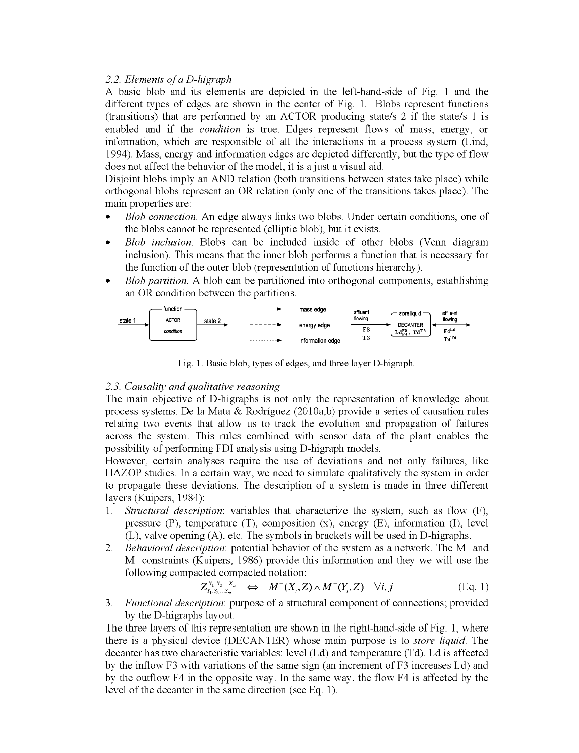*2.2. Elements of a D-higraph*

A basic blob and its elements are depicted in the left-hand-side of Fig. 1 and the different types of edges are shown in the center of Fig. 1. Blobs represent functions (transitions) that are performed by an ACTOR producing state/s 2 if the state/s 1 is enabled and if the *condition* is true. Edges represent flows of mass, energy, or information, which are responsible of all the interactions in a process system (Lind, 1994). Mass, energy and information edges are depicted differently, but the type of flow does not affect the behavior of the model, it is a just a visual aid.

Disjoint blobs imply an AND relation (both transitions between states take place) while orthogonal blobs represent an OR relation (only one of the transitions takes place). The main properties are:

- *Blob connection.* An edge always links two blobs. Under certain conditions, one of the blobs cannot be represented (elliptic blob), but it exists.
- *Blob inclusion.* Blobs can be included inside of other blobs (Venn diagram inclusion). This means that the inner blob performs a function that is necessary for the function of the outer blob (representation of functions hierarchy).
- *Blob partition.* A blob can be partitioned into orthogonal components, establishing an OR condition between the partitions.

function
state 1
ACTOR
*condition*
state 2

mass edge
energy edge
information edge

affluent flowing
F3
T3
store liquid
DECANTER
$Ld^{F3}_{F4}$ ; $Td^{T3}$
effluent flowing
$F4^{Ld}$
$T4^{Td}$

Fig. 1. Basic blob, types of edges, and three layer D-higraph.

*2.3. Causality and qualitative reasoning*

The main objective of D-higraphs is not only the representation of knowledge about process systems. De la Mata & Rodríguez (2010a,b) provide a series of causation rules relating two events that allow us to track the evolution and propagation of failures across the system. This rules combined with sensor data of the plant enables the possibility of performing FDI analysis using D-higraph models.

However, certain analyses require the use of deviations and not only failures, like HAZOP studies. In a certain way, we need to simulate qualitatively the system in order to propagate these deviations. The description of a system is made in three different layers (Kuipers, 1984):

1. *Structural description*: variables that characterize the system, such as flow (F), pressure (P), temperature (T), composition (x), energy (E), information (I), level (L), valve opening (A), etc. The symbols in brackets will be used in D-higraphs.
2. *Behavioral description*: potential behavior of the system as a network. The $M^+$ and $M^-$ constraints (Kuipers, 1986) provide this information and they we will use the following compacted compacted notation:

$$Z^{X_1, X_2 \ldots X_n}_{Y_1, Y_2 \ldots Y_m} \quad \Leftrightarrow \quad M^+(X_i, Z) \wedge M^-(Y_i, Z) \quad \forall i, j \qquad \text{(Eq. 1)}$$

3. *Functional description*: purpose of a structural component of connections; provided by the D-higraphs layout.

The three layers of this representation are shown in the right-hand-side of Fig. 1, where there is a physical device (DECANTER) whose main purpose is to *store liquid.* The decanter has two characteristic variables: level (Ld) and temperature (Td). Ld is affected by the inflow F3 with variations of the same sign (an increment of F3 increases Ld) and by the outflow F4 in the opposite way. In the same way, the flow F4 is affected by the level of the decanter in the same direction (see Eq. 1).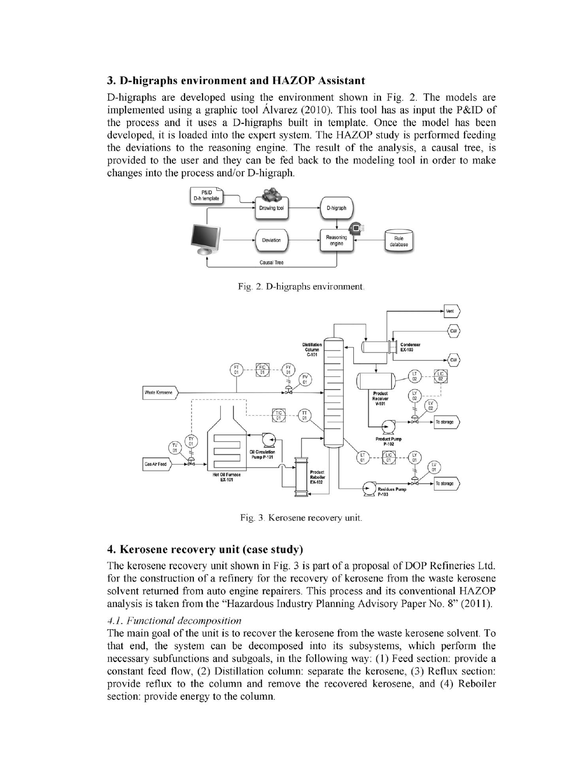## 3. D-higraphs environment and HAZOP Assistant

D-higraphs are developed using the environment shown in Fig. 2. The models are implemented using a graphic tool Álvarez (2010). This tool has as input the P&ID of the process and it uses a D-higraphs built in template. Once the model has been developed, it is loaded into the expert system. The HAZOP study is performed feeding the deviations to the reasoning engine. The result of the analysis, a causal tree, is provided to the user and they can be fed back to the modeling tool in order to make changes into the process and/or D-higraph.

Fig. 2. D-higraphs environment.

Fig. 3. Kerosene recovery unit.

## 4. Kerosene recovery unit (case study)

The kerosene recovery unit shown in Fig. 3 is part of a proposal of DOP Refineries Ltd. for the construction of a refinery for the recovery of kerosene from the waste kerosene solvent returned from auto engine repairers. This process and its conventional HAZOP analysis is taken from the "Hazardous Industry Planning Advisory Paper No. 8" (2011).

### *4.1. Functional decomposition*

The main goal of the unit is to recover the kerosene from the waste kerosene solvent. To that end, the system can be decomposed into its subsystems, which perform the necessary subfunctions and subgoals, in the following way: (1) Feed section: provide a constant feed flow, (2) Distillation column: separate the kerosene, (3) Reflux section: provide reflux to the column and remove the recovered kerosene, and (4) Reboiler section: provide energy to the column.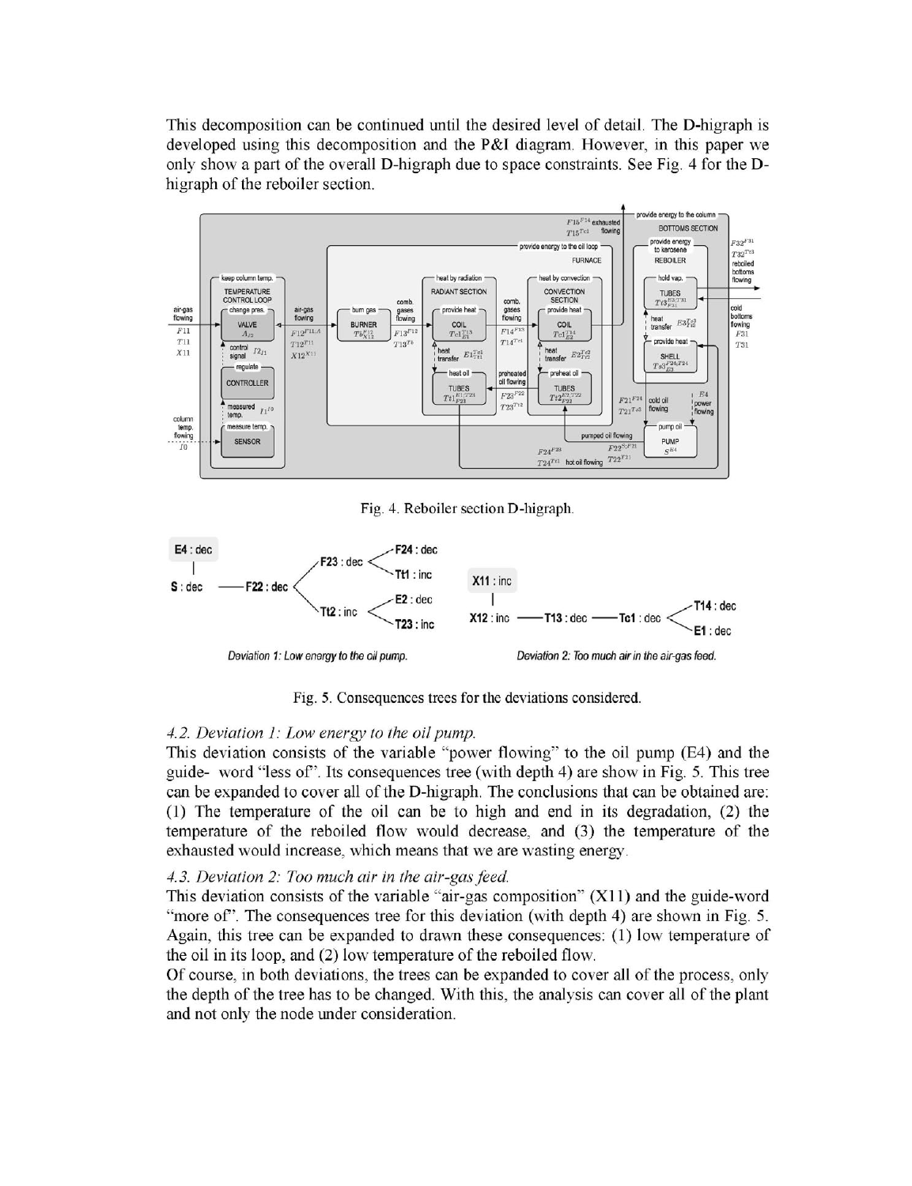This decomposition can be continued until the desired level of detail. The D-higraph is developed using this decomposition and the P&I diagram. However, in this paper we only show a part of the overall D-higraph due to space constraints. See Fig. 4 for the D-higraph of the reboiler section.

Fig. 4. Reboiler section D-higraph.

Deviation 1: Low energy to the oil pump.

Deviation 2: Too much air in the air-gas feed.

Fig. 5. Consequences trees for the deviations considered.

### *4.2. Deviation 1: Low energy to the oil pump.*

This deviation consists of the variable "power flowing" to the oil pump (E4) and the guide- word "less of". Its consequences tree (with depth 4) are show in Fig. 5. This tree can be expanded to cover all of the D-higraph. The conclusions that can be obtained are: (1) The temperature of the oil can be to high and end in its degradation, (2) the temperature of the reboiled flow would decrease, and (3) the temperature of the exhausted would increase, which means that we are wasting energy.

### *4.3. Deviation 2: Too much air in the air-gas feed.*

This deviation consists of the variable "air-gas composition" (X11) and the guide-word "more of". The consequences tree for this deviation (with depth 4) are shown in Fig. 5. Again, this tree can be expanded to drawn these consequences: (1) low temperature of the oil in its loop, and (2) low temperature of the reboiled flow.

Of course, in both deviations, the trees can be expanded to cover all of the process, only the depth of the tree has to be changed. With this, the analysis can cover all of the plant and not only the node under consideration.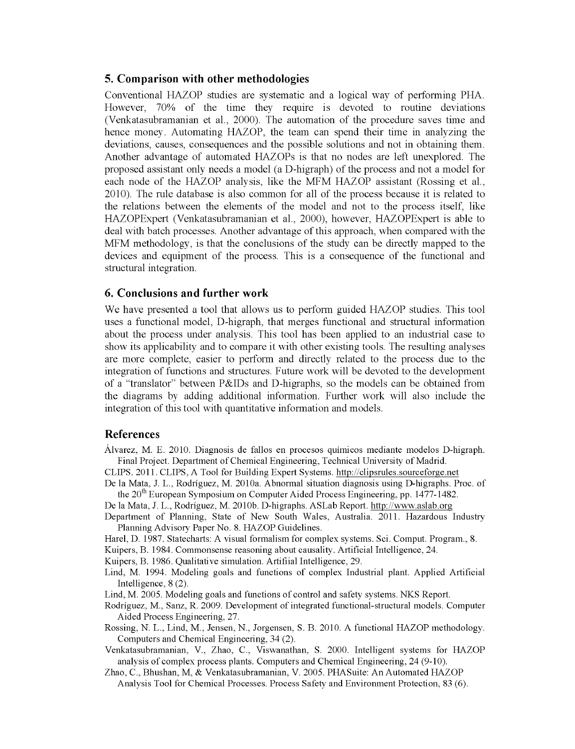## 5. Comparison with other methodologies

Conventional HAZOP studies are systematic and a logical way of performing PHA. However, 70% of the time they require is devoted to routine deviations (Venkatasubramanian et al., 2000). The automation of the procedure saves time and hence money. Automating HAZOP, the team can spend their time in analyzing the deviations, causes, consequences and the possible solutions and not in obtaining them. Another advantage of automated HAZOPs is that no nodes are left unexplored. The proposed assistant only needs a model (a D-higraph) of the process and not a model for each node of the HAZOP analysis, like the MFM HAZOP assistant (Rossing et al., 2010). The rule database is also common for all of the process because it is related to the relations between the elements of the model and not to the process itself, like HAZOPExpert (Venkatasubramanian et al., 2000), however, HAZOPExpert is able to deal with batch processes. Another advantage of this approach, when compared with the MFM methodology, is that the conclusions of the study can be directly mapped to the devices and equipment of the process. This is a consequence of the functional and structural integration.

## 6. Conclusions and further work

We have presented a tool that allows us to perform guided HAZOP studies. This tool uses a functional model, D-higraph, that merges functional and structural information about the process under analysis. This tool has been applied to an industrial case to show its applicability and to compare it with other existing tools. The resulting analyses are more complete, easier to perform and directly related to the process due to the integration of functions and structures. Future work will be devoted to the development of a "translator" between P&IDs and D-higraphs, so the models can be obtained from the diagrams by adding additional information. Further work will also include the integration of this tool with quantitative information and models.

## References

Álvarez, M. E. 2010. Diagnosis de fallos en procesos químicos mediante modelos D-higraph. Final Project. Department of Chemical Engineering, Technical University of Madrid.

CLIPS. 2011. CLIPS, A Tool for Building Expert Systems. http://clipsrules.sourceforge.net

De la Mata, J. L., Rodríguez, M. 2010a. Abnormal situation diagnosis using D-higraphs. Proc. of the 20th European Symposium on Computer Aided Process Engineering, pp. 1477-1482.

De la Mata, J. L., Rodríguez, M. 2010b. D-higraphs. ASLab Report. http://www.aslab.org

Department of Planning, State of New South Wales, Australia. 2011. Hazardous Industry Planning Advisory Paper No. 8. HAZOP Guidelines.

Harel, D. 1987. Statecharts: A visual formalism for complex systems. Sci. Comput. Program., 8.

Kuipers, B. 1984. Commonsense reasoning about causality. Artificial Intelligence, 24.

Kuipers, B. 1986. Qualitative simulation. Artifiial Intelligence, 29.

Lind, M. 1994. Modeling goals and functions of complex Industrial plant. Applied Artificial Intelligence, 8 (2).

Lind, M. 2005. Modeling goals and functions of control and safety systems. NKS Report.

Rodríguez, M., Sanz, R. 2009. Development of integrated functional-structural models. Computer Aided Process Engineering, 27.

Rossing, N. L., Lind, M., Jensen, N., Jorgensen, S. B. 2010. A functional HAZOP methodology. Computers and Chemical Engineering, 34 (2).

Venkatasubramanian, V., Zhao, C., Viswanathan, S. 2000. Intelligent systems for HAZOP analysis of complex process plants. Computers and Chemical Engineering, 24 (9-10).

Zhao, C., Bhushan, M, & Venkatasubramanian, V. 2005. PHASuite: An Automated HAZOP Analysis Tool for Chemical Processes. Process Safety and Environment Protection, 83 (6).